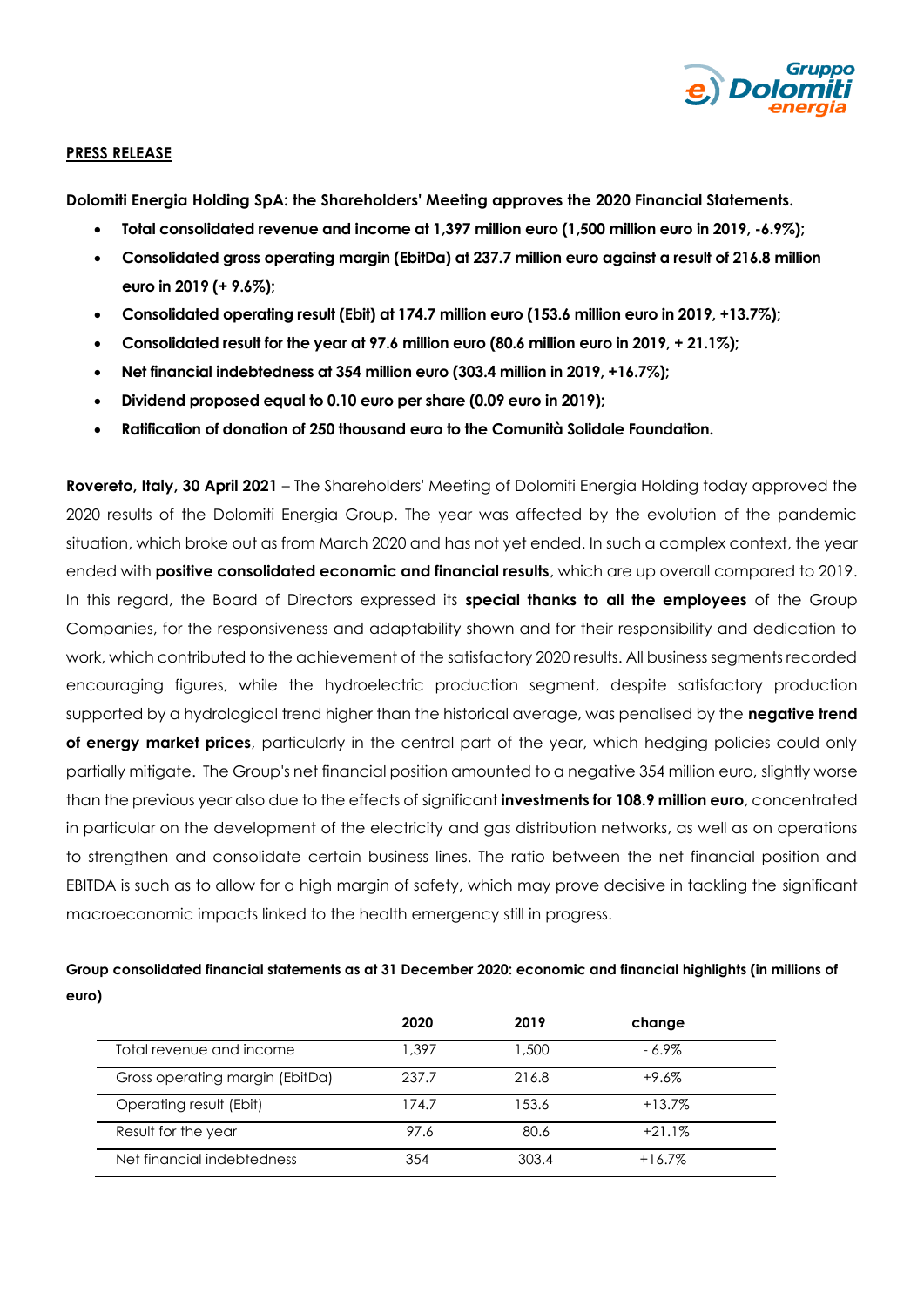**PRESS RELEASE**

**Dolomiti Energia Holding SpA: the Shareholders' Meeting approves the 2020 Financial Statements.**

- **Total consolidated revenue and income at 1,397 million euro (1,500 million euro in 2019, -6.9%);**
- **Consolidated gross operating margin (EbitDa) at 237.7 million euro against a result of 216.8 million euro in 2019 (+ 9.6%);**
- **Consolidated operating result (Ebit) at 174.7 million euro (153.6 million euro in 2019, +13.7%);**
- **Consolidated result for the year at 97.6 million euro (80.6 million euro in 2019, + 21.1%);**
- **Net financial indebtedness at 354 million euro (303.4 million in 2019, +16.7%);**
- **Dividend proposed equal to 0.10 euro per share (0.09 euro in 2019);**
- **Ratification of donation of 250 thousand euro to the Comunità Solidale Foundation.**

**Rovereto, Italy, 30 April 2021** – The Shareholders' Meeting of Dolomiti Energia Holding today approved the 2020 results of the Dolomiti Energia Group. The year was affected by the evolution of the pandemic situation, which broke out as from March 2020 and has not yet ended. In such a complex context, the year ended with **positive consolidated economic and financial results**, which are up overall compared to 2019. In this regard, the Board of Directors expressed its **special thanks to all the employees** of the Group Companies, for the responsiveness and adaptability shown and for their responsibility and dedication to work, which contributed to the achievement of the satisfactory 2020 results. All business segments recorded encouraging figures, while the hydroelectric production segment, despite satisfactory production supported by a hydrological trend higher than the historical average, was penalised by the **negative trend of energy market prices**, particularly in the central part of the year, which hedging policies could only partially mitigate. The Group's net financial position amounted to a negative 354 million euro, slightly worse than the previous year also due to the effects of significant **investments for 108.9 million euro**, concentrated in particular on the development of the electricity and gas distribution networks, as well as on operations to strengthen and consolidate certain business lines. The ratio between the net financial position and EBITDA is such as to allow for a high margin of safety, which may prove decisive in tackling the significant macroeconomic impacts linked to the health emergency still in progress.

**Group consolidated financial statements as at 31 December 2020: economic and financial highlights (in millions of euro)**

| | 2020 | 2019 | change |
|---|---|---|---|
| Total revenue and income | 1,397 | 1,500 | - 6.9% |
| Gross operating margin (EbitDa) | 237.7 | 216.8 | +9.6% |
| Operating result (Ebit) | 174.7 | 153.6 | +13.7% |
| Result for the year | 97.6 | 80.6 | +21.1% |
| Net financial indebtedness | 354 | 303.4 | +16.7% |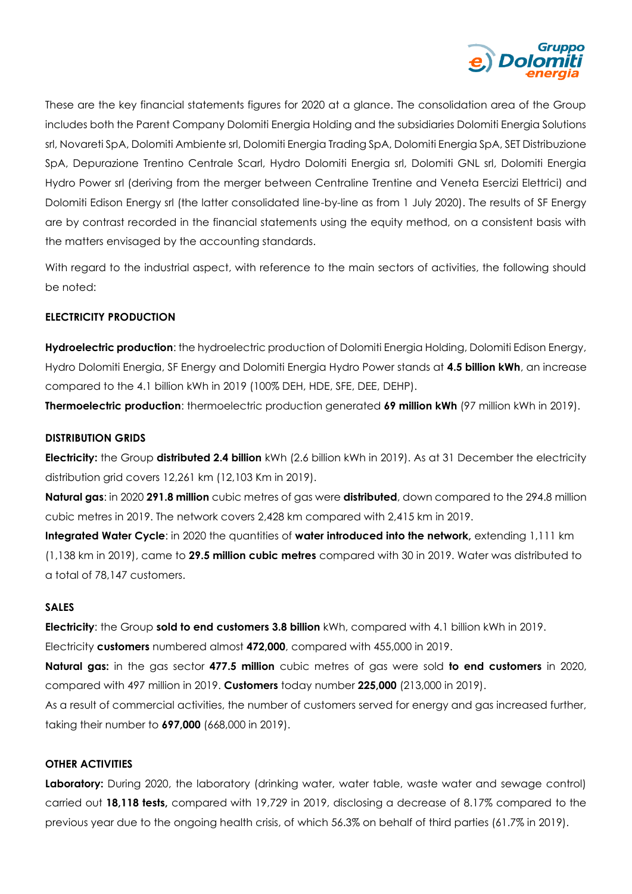These are the key financial statements figures for 2020 at a glance. The consolidation area of the Group includes both the Parent Company Dolomiti Energia Holding and the subsidiaries Dolomiti Energia Solutions srl, Novareti SpA, Dolomiti Ambiente srl, Dolomiti Energia Trading SpA, Dolomiti Energia SpA, SET Distribuzione SpA, Depurazione Trentino Centrale Scarl, Hydro Dolomiti Energia srl, Dolomiti GNL srl, Dolomiti Energia Hydro Power srl (deriving from the merger between Centraline Trentine and Veneta Esercizi Elettrici) and Dolomiti Edison Energy srl (the latter consolidated line-by-line as from 1 July 2020). The results of SF Energy are by contrast recorded in the financial statements using the equity method, on a consistent basis with the matters envisaged by the accounting standards.

With regard to the industrial aspect, with reference to the main sectors of activities, the following should be noted:

**ELECTRICITY PRODUCTION**

**Hydroelectric production**: the hydroelectric production of Dolomiti Energia Holding, Dolomiti Edison Energy, Hydro Dolomiti Energia, SF Energy and Dolomiti Energia Hydro Power stands at **4.5 billion kWh**, an increase compared to the 4.1 billion kWh in 2019 (100% DEH, HDE, SFE, DEE, DEHP).

**Thermoelectric production**: thermoelectric production generated **69 million kWh** (97 million kWh in 2019).

**DISTRIBUTION GRIDS**

**Electricity:** the Group **distributed 2.4 billion** kWh (2.6 billion kWh in 2019). As at 31 December the electricity distribution grid covers 12,261 km (12,103 Km in 2019).

**Natural gas**: in 2020 **291.8 million** cubic metres of gas were **distributed**, down compared to the 294.8 million cubic metres in 2019. The network covers 2,428 km compared with 2,415 km in 2019.

**Integrated Water Cycle**: in 2020 the quantities of **water introduced into the network,** extending 1,111 km (1,138 km in 2019), came to **29.5 million cubic metres** compared with 30 in 2019. Water was distributed to a total of 78,147 customers.

**SALES**

**Electricity**: the Group **sold to end customers 3.8 billion** kWh, compared with 4.1 billion kWh in 2019. Electricity **customers** numbered almost **472,000**, compared with 455,000 in 2019.

**Natural gas:** in the gas sector **477.5 million** cubic metres of gas were sold **to end customers** in 2020, compared with 497 million in 2019. **Customers** today number **225,000** (213,000 in 2019).

As a result of commercial activities, the number of customers served for energy and gas increased further, taking their number to **697,000** (668,000 in 2019).

**OTHER ACTIVITIES**

**Laboratory:** During 2020, the laboratory (drinking water, water table, waste water and sewage control) carried out **18,118 tests,** compared with 19,729 in 2019, disclosing a decrease of 8.17% compared to the previous year due to the ongoing health crisis, of which 56.3% on behalf of third parties (61.7% in 2019).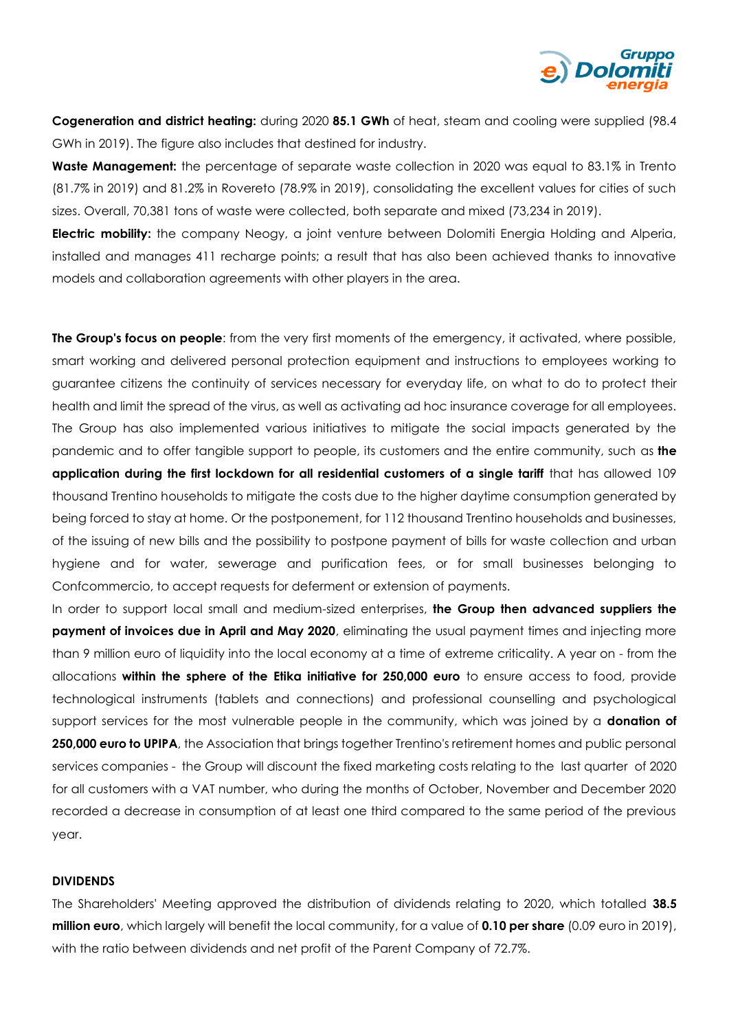**Cogeneration and district heating:** during 2020 **85.1 GWh** of heat, steam and cooling were supplied (98.4 GWh in 2019). The figure also includes that destined for industry.

**Waste Management:** the percentage of separate waste collection in 2020 was equal to 83.1% in Trento (81.7% in 2019) and 81.2% in Rovereto (78.9% in 2019), consolidating the excellent values for cities of such sizes. Overall, 70,381 tons of waste were collected, both separate and mixed (73,234 in 2019).

**Electric mobility:** the company Neogy, a joint venture between Dolomiti Energia Holding and Alperia, installed and manages 411 recharge points; a result that has also been achieved thanks to innovative models and collaboration agreements with other players in the area.

**The Group's focus on people**: from the very first moments of the emergency, it activated, where possible, smart working and delivered personal protection equipment and instructions to employees working to guarantee citizens the continuity of services necessary for everyday life, on what to do to protect their health and limit the spread of the virus, as well as activating ad hoc insurance coverage for all employees. The Group has also implemented various initiatives to mitigate the social impacts generated by the pandemic and to offer tangible support to people, its customers and the entire community, such as **the application during the first lockdown for all residential customers of a single tariff** that has allowed 109 thousand Trentino households to mitigate the costs due to the higher daytime consumption generated by being forced to stay at home. Or the postponement, for 112 thousand Trentino households and businesses, of the issuing of new bills and the possibility to postpone payment of bills for waste collection and urban hygiene and for water, sewerage and purification fees, or for small businesses belonging to Confcommercio, to accept requests for deferment or extension of payments.

In order to support local small and medium-sized enterprises, **the Group then advanced suppliers the payment of invoices due in April and May 2020**, eliminating the usual payment times and injecting more than 9 million euro of liquidity into the local economy at a time of extreme criticality. A year on - from the allocations **within the sphere of the Etika initiative for 250,000 euro** to ensure access to food, provide technological instruments (tablets and connections) and professional counselling and psychological support services for the most vulnerable people in the community, which was joined by a **donation of 250,000 euro to UPIPA**, the Association that brings together Trentino's retirement homes and public personal services companies - the Group will discount the fixed marketing costs relating to the last quarter of 2020 for all customers with a VAT number, who during the months of October, November and December 2020 recorded a decrease in consumption of at least one third compared to the same period of the previous year.

**DIVIDENDS**

The Shareholders' Meeting approved the distribution of dividends relating to 2020, which totalled **38.5 million euro**, which largely will benefit the local community, for a value of **0.10 per share** (0.09 euro in 2019), with the ratio between dividends and net profit of the Parent Company of 72.7%.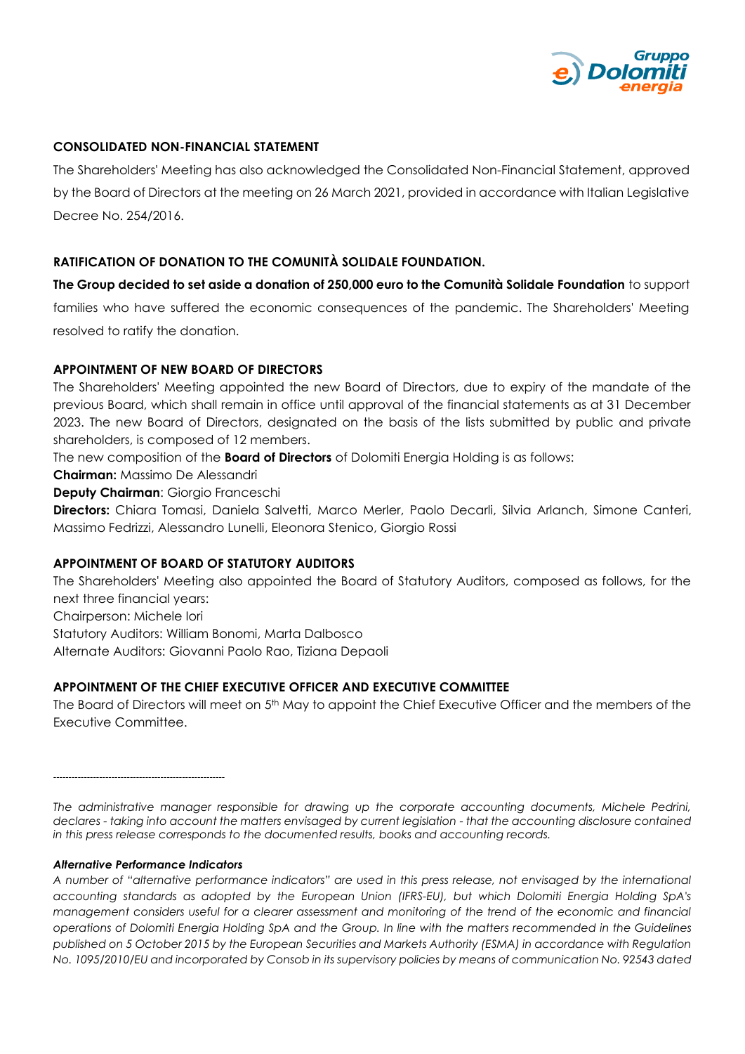**CONSOLIDATED NON-FINANCIAL STATEMENT**

The Shareholders' Meeting has also acknowledged the Consolidated Non-Financial Statement, approved by the Board of Directors at the meeting on 26 March 2021, provided in accordance with Italian Legislative Decree No. 254/2016.

**RATIFICATION OF DONATION TO THE COMUNITÀ SOLIDALE FOUNDATION.**

**The Group decided to set aside a donation of 250,000 euro to the Comunità Solidale Foundation** to support families who have suffered the economic consequences of the pandemic. The Shareholders' Meeting resolved to ratify the donation.

**APPOINTMENT OF NEW BOARD OF DIRECTORS**

The Shareholders' Meeting appointed the new Board of Directors, due to expiry of the mandate of the previous Board, which shall remain in office until approval of the financial statements as at 31 December 2023. The new Board of Directors, designated on the basis of the lists submitted by public and private shareholders, is composed of 12 members.

The new composition of the **Board of Directors** of Dolomiti Energia Holding is as follows:

**Chairman:** Massimo De Alessandri

**Deputy Chairman**: Giorgio Franceschi

**Directors:** Chiara Tomasi, Daniela Salvetti, Marco Merler, Paolo Decarli, Silvia Arlanch, Simone Canteri, Massimo Fedrizzi, Alessandro Lunelli, Eleonora Stenico, Giorgio Rossi

**APPOINTMENT OF BOARD OF STATUTORY AUDITORS**

The Shareholders' Meeting also appointed the Board of Statutory Auditors, composed as follows, for the next three financial years:

Chairperson: Michele Iori

Statutory Auditors: William Bonomi, Marta Dalbosco

Alternate Auditors: Giovanni Paolo Rao, Tiziana Depaoli

**APPOINTMENT OF THE CHIEF EXECUTIVE OFFICER AND EXECUTIVE COMMITTEE**

The Board of Directors will meet on 5th May to appoint the Chief Executive Officer and the members of the Executive Committee.

---

*The administrative manager responsible for drawing up the corporate accounting documents, Michele Pedrini, declares - taking into account the matters envisaged by current legislation - that the accounting disclosure contained in this press release corresponds to the documented results, books and accounting records.*

***Alternative Performance Indicators***

*A number of "alternative performance indicators" are used in this press release, not envisaged by the international accounting standards as adopted by the European Union (IFRS-EU), but which Dolomiti Energia Holding SpA's management considers useful for a clearer assessment and monitoring of the trend of the economic and financial operations of Dolomiti Energia Holding SpA and the Group. In line with the matters recommended in the Guidelines published on 5 October 2015 by the European Securities and Markets Authority (ESMA) in accordance with Regulation No. 1095/2010/EU and incorporated by Consob in its supervisory policies by means of communication No. 92543 dated*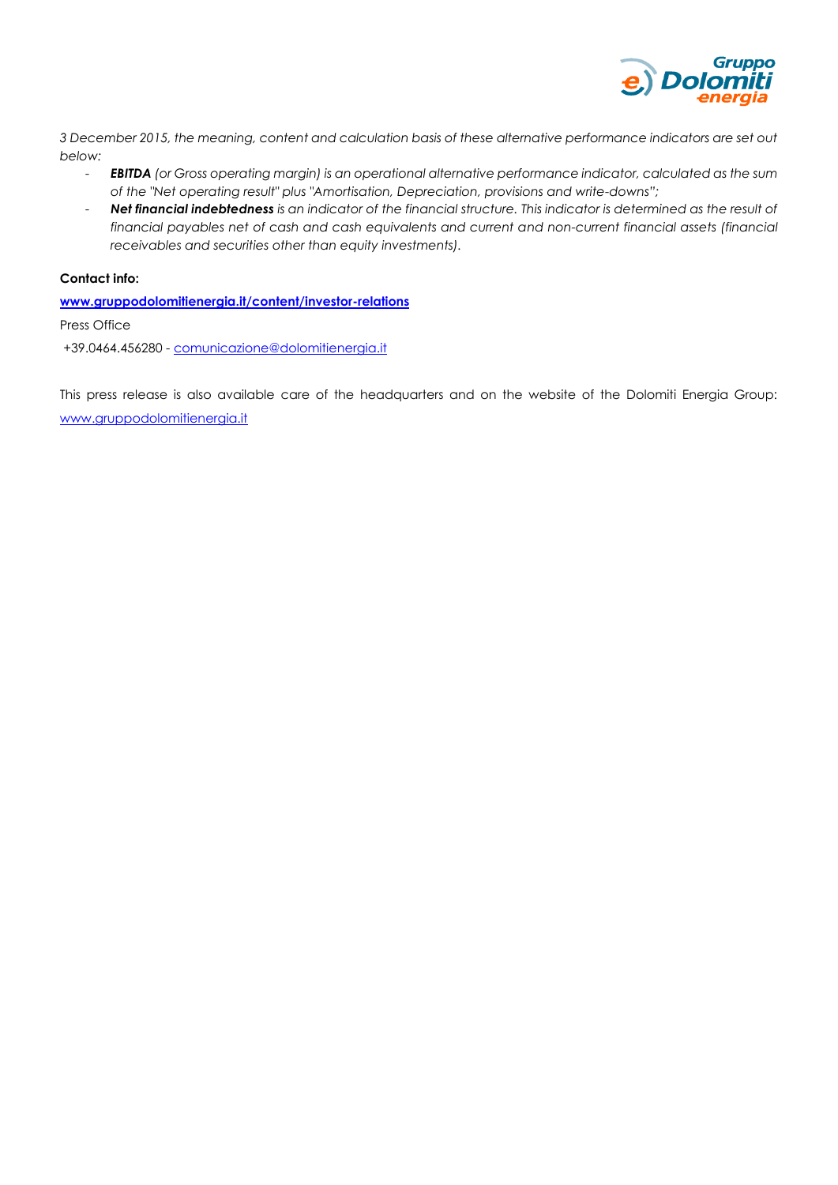*3 December 2015, the meaning, content and calculation basis of these alternative performance indicators are set out below:*

- ***EBITDA*** *(or Gross operating margin) is an operational alternative performance indicator, calculated as the sum of the "Net operating result" plus "Amortisation, Depreciation, provisions and write-downs";*
- ***Net financial indebtedness*** *is an indicator of the financial structure. This indicator is determined as the result of financial payables net of cash and cash equivalents and current and non-current financial assets (financial receivables and securities other than equity investments).*

**Contact info:**

**www.gruppodolomitienergia.it/content/investor-relations**

Press Office

+39.0464.456280 - comunicazione@dolomitienergia.it

This press release is also available care of the headquarters and on the website of the Dolomiti Energia Group: www.gruppodolomitienergia.it